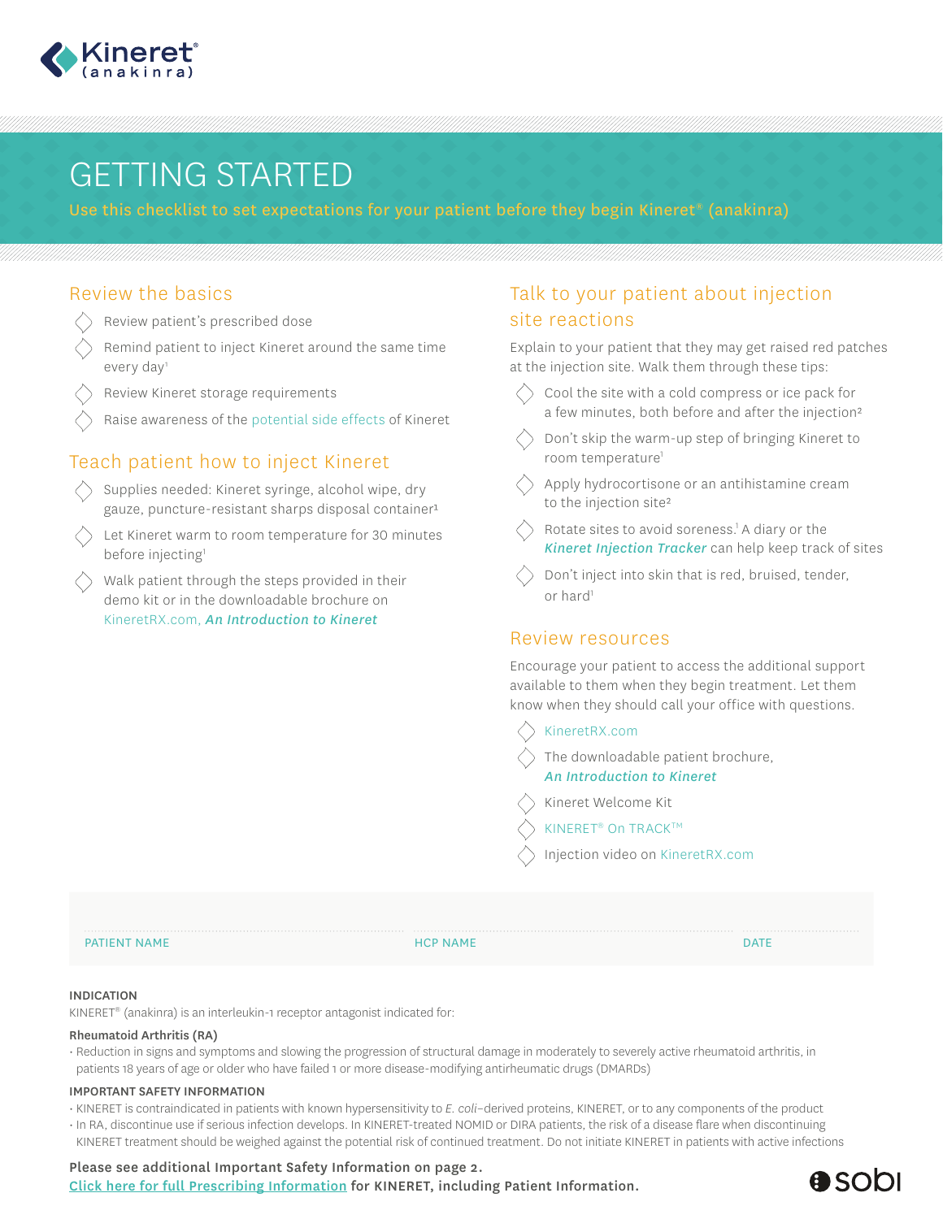Kineret® (anakinra)

# GETTING STARTED

Use this checklist to set expectations for your patient before they begin Kineret® (anakinra)

## Review the basics

- Review patient's prescribed dose
- Remind patient to inject Kineret around the same time every day[1]
- Review Kineret storage requirements
- Raise awareness of the potential side effects of Kineret

## Teach patient how to inject Kineret

- Supplies needed: Kineret syringe, alcohol wipe, dry gauze, puncture-resistant sharps disposal container[1]
- Let Kineret warm to room temperature for 30 minutes before injecting[1]
- Walk patient through the steps provided in their demo kit or in the downloadable brochure on KineretRX.com, ***An Introduction to Kineret***

## Talk to your patient about injection site reactions

Explain to your patient that they may get raised red patches at the injection site. Walk them through these tips:

- Cool the site with a cold compress or ice pack for a few minutes, both before and after the injection[2]
- Don't skip the warm-up step of bringing Kineret to room temperature[1]
- Apply hydrocortisone or an antihistamine cream to the injection site[2]
- Rotate sites to avoid soreness.[1] A diary or the ***Kineret Injection Tracker*** can help keep track of sites
- Don't inject into skin that is red, bruised, tender, or hard[1]

## Review resources

Encourage your patient to access the additional support available to them when they begin treatment. Let them know when they should call your office with questions.

- KineretRX.com
- The downloadable patient brochure, ***An Introduction to Kineret***
- Kineret Welcome Kit
- KINERET® On TRACK™
- Injection video on KineretRX.com

PATIENT NAME ______________________ HCP NAME ______________________ DATE ____________

**INDICATION**

KINERET® (anakinra) is an interleukin-1 receptor antagonist indicated for:

**Rheumatoid Arthritis (RA)**

- Reduction in signs and symptoms and slowing the progression of structural damage in moderately to severely active rheumatoid arthritis, in patients 18 years of age or older who have failed 1 or more disease-modifying antirheumatic drugs (DMARDs)

**IMPORTANT SAFETY INFORMATION**

- KINERET is contraindicated in patients with known hypersensitivity to *E. coli*–derived proteins, KINERET, or to any components of the product
- In RA, discontinue use if serious infection develops. In KINERET-treated NOMID or DIRA patients, the risk of a disease flare when discontinuing KINERET treatment should be weighed against the potential risk of continued treatment. Do not initiate KINERET in patients with active infections

**Please see additional Important Safety Information on page 2.**

**Click here for full Prescribing Information for KINERET, including Patient Information.**

sobi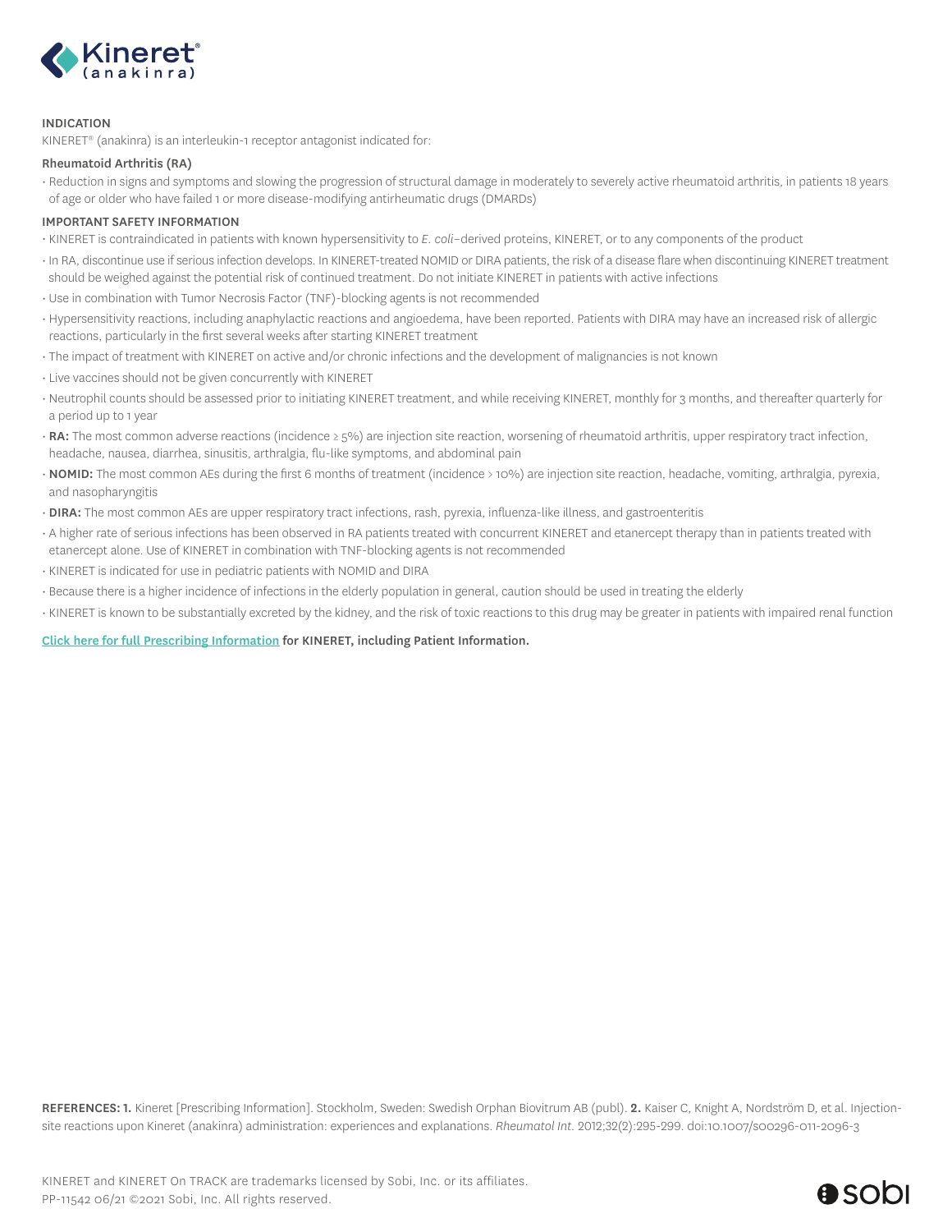## INDICATION

KINERET® (anakinra) is an interleukin-1 receptor antagonist indicated for:

### Rheumatoid Arthritis (RA)

- Reduction in signs and symptoms and slowing the progression of structural damage in moderately to severely active rheumatoid arthritis, in patients 18 years of age or older who have failed 1 or more disease-modifying antirheumatic drugs (DMARDs)

## IMPORTANT SAFETY INFORMATION

- KINERET is contraindicated in patients with known hypersensitivity to *E. coli*–derived proteins, KINERET, or to any components of the product
- In RA, discontinue use if serious infection develops. In KINERET-treated NOMID or DIRA patients, the risk of a disease flare when discontinuing KINERET treatment should be weighed against the potential risk of continued treatment. Do not initiate KINERET in patients with active infections
- Use in combination with Tumor Necrosis Factor (TNF)-blocking agents is not recommended
- Hypersensitivity reactions, including anaphylactic reactions and angioedema, have been reported. Patients with DIRA may have an increased risk of allergic reactions, particularly in the first several weeks after starting KINERET treatment
- The impact of treatment with KINERET on active and/or chronic infections and the development of malignancies is not known
- Live vaccines should not be given concurrently with KINERET
- Neutrophil counts should be assessed prior to initiating KINERET treatment, and while receiving KINERET, monthly for 3 months, and thereafter quarterly for a period up to 1 year
- **RA:** The most common adverse reactions (incidence ≥ 5%) are injection site reaction, worsening of rheumatoid arthritis, upper respiratory tract infection, headache, nausea, diarrhea, sinusitis, arthralgia, flu-like symptoms, and abdominal pain
- **NOMID:** The most common AEs during the first 6 months of treatment (incidence > 10%) are injection site reaction, headache, vomiting, arthralgia, pyrexia, and nasopharyngitis
- **DIRA:** The most common AEs are upper respiratory tract infections, rash, pyrexia, influenza-like illness, and gastroenteritis
- A higher rate of serious infections has been observed in RA patients treated with concurrent KINERET and etanercept therapy than in patients treated with etanercept alone. Use of KINERET in combination with TNF-blocking agents is not recommended
- KINERET is indicated for use in pediatric patients with NOMID and DIRA
- Because there is a higher incidence of infections in the elderly population in general, caution should be used in treating the elderly
- KINERET is known to be substantially excreted by the kidney, and the risk of toxic reactions to this drug may be greater in patients with impaired renal function

**Click here for full Prescribing Information for KINERET, including Patient Information.**

**REFERENCES: 1.** Kineret [Prescribing Information]. Stockholm, Sweden: Swedish Orphan Biovitrum AB (publ). **2.** Kaiser C, Knight A, Nordström D, et al. Injection-site reactions upon Kineret (anakinra) administration: experiences and explanations. *Rheumatol Int.* 2012;32(2):295-299. doi:10.1007/s00296-011-2096-3

KINERET and KINERET On TRACK are trademarks licensed by Sobi, Inc. or its affiliates.
PP-11542 06/21 ©2021 Sobi, Inc. All rights reserved.